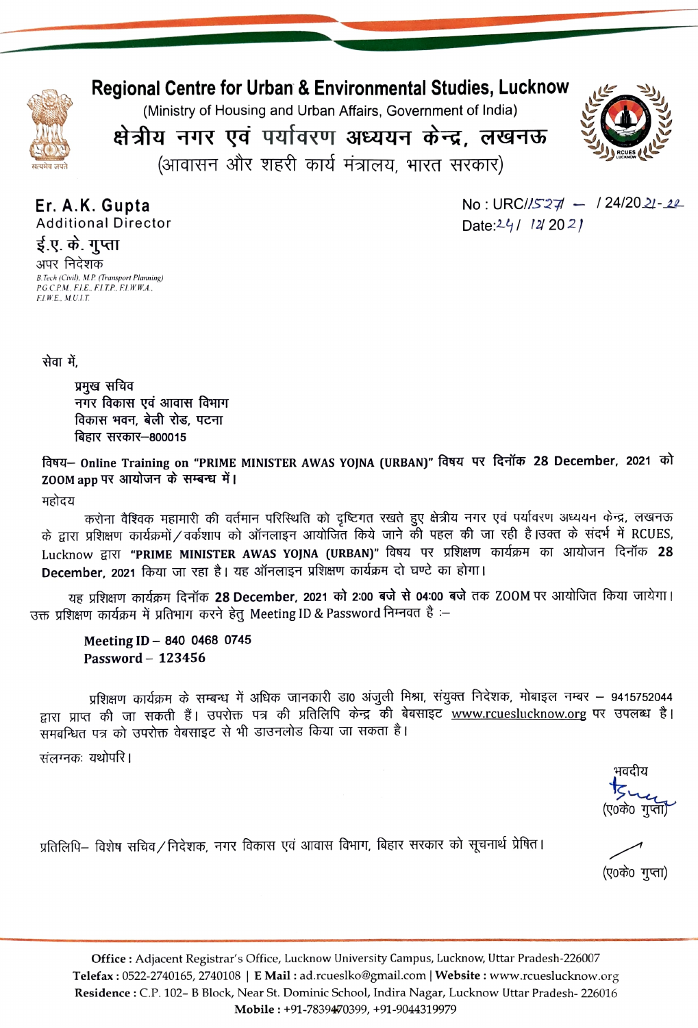# Regional Centre for Urban & Environmental Studies, Lucknow

(Ministry of Housing and Urban Affairs, Government of India)

## क्षेत्रीय नगर एवं पर्यावरण अध्ययन केन्द्र, लखनऊ

(आवासन और शहरी कार्य मंत्रालय, भारत सरकार)

**Er. A.K. Gupta**
Additional Director

**ई.ए. के. गुप्ता**
अपर निदेशक

*B.Tech (Civil), M.P (Transport Planning)*
*P.G.C.P.M., F.I.E., F.I.T.P., F.I.W.W.A.,*
*F.I.W.E., M.U.I.T.*

No : URC/1527 – / 24/2021-22
Date: 24/ 12/ 2021

सेवा में,

**प्रमुख सचिव**
**नगर विकास एवं आवास विभाग**
**विकास भवन, बेली रोड, पटना**
**बिहार सरकार–800015**

**विषय– Online Training on "PRIME MINISTER AWAS YOJNA (URBAN)" विषय पर दिनॉक 28 December, 2021 को ZOOM app पर आयोजन के सम्बन्ध में।**

महोदय

करोना वैश्विक महामारी की वर्तमान परिस्थिति को दृष्टिगत रखते हुए क्षेत्रीय नगर एवं पर्यावरण अध्ययन केन्द्र, लखनऊ के द्वारा प्रशिक्षण कार्यक्रमों/वर्कशाप को ऑनलाइन आयोजित किये जाने की पहल की जा रही है।उक्त के संदर्भ में RCUES, Lucknow द्वारा **"PRIME MINISTER AWAS YOJNA (URBAN)"** विषय पर प्रशिक्षण कार्यक्रम का आयोजन दिनॉक **28 December, 2021** किया जा रहा है। यह ऑनलाइन प्रशिक्षण कार्यक्रम दो घण्टे का होगा।

यह प्रशिक्षण कार्यक्रम दिनॉक **28 December, 2021 को 2:00 बजे से 04:00 बजे** तक ZOOM पर आयोजित किया जायेगा। उक्त प्रशिक्षण कार्यक्रम में प्रतिभाग करने हेतु Meeting ID & Password निम्नवत है :–

**Meeting ID – 840 0468 0745**
**Password – 123456**

प्रशिक्षण कार्यक्रम के सम्बन्ध में अधिक जानकारी डा0 अंजुली मिश्रा, संयुक्त निदेशक, मोबाइल नम्बर – 9415752044 द्वारा प्राप्त की जा सकती हैं। उपरोक्त पत्र की प्रतिलिपि केन्द्र की बेबसाइट www.rcueslucknow.org पर उपलब्ध है। समबन्धित पत्र को उपरोक्त वेबसाइट से भी डाउनलोड किया जा सकता है।

संलग्नकः यथोपरि।

भवदीय

(ए0के0 गुप्ता)

प्रतिलिपि– विशेष सचिव/निदेशक, नगर विकास एवं आवास विभाग, बिहार सरकार को सूचनार्थ प्रेषित।

(ए0के0 गुप्ता)

**Office :** Adjacent Registrar's Office, Lucknow University Campus, Lucknow, Uttar Pradesh-226007
**Telefax :** 0522-2740165, 2740108 | **E Mail :** ad.rcueslko@gmail.com | **Website :** www.rcueslucknow.org
**Residence :** C.P. 102- B Block, Near St. Dominic School, Indira Nagar, Lucknow Uttar Pradesh- 226016
**Mobile :** +91-7839470399, +91-9044319979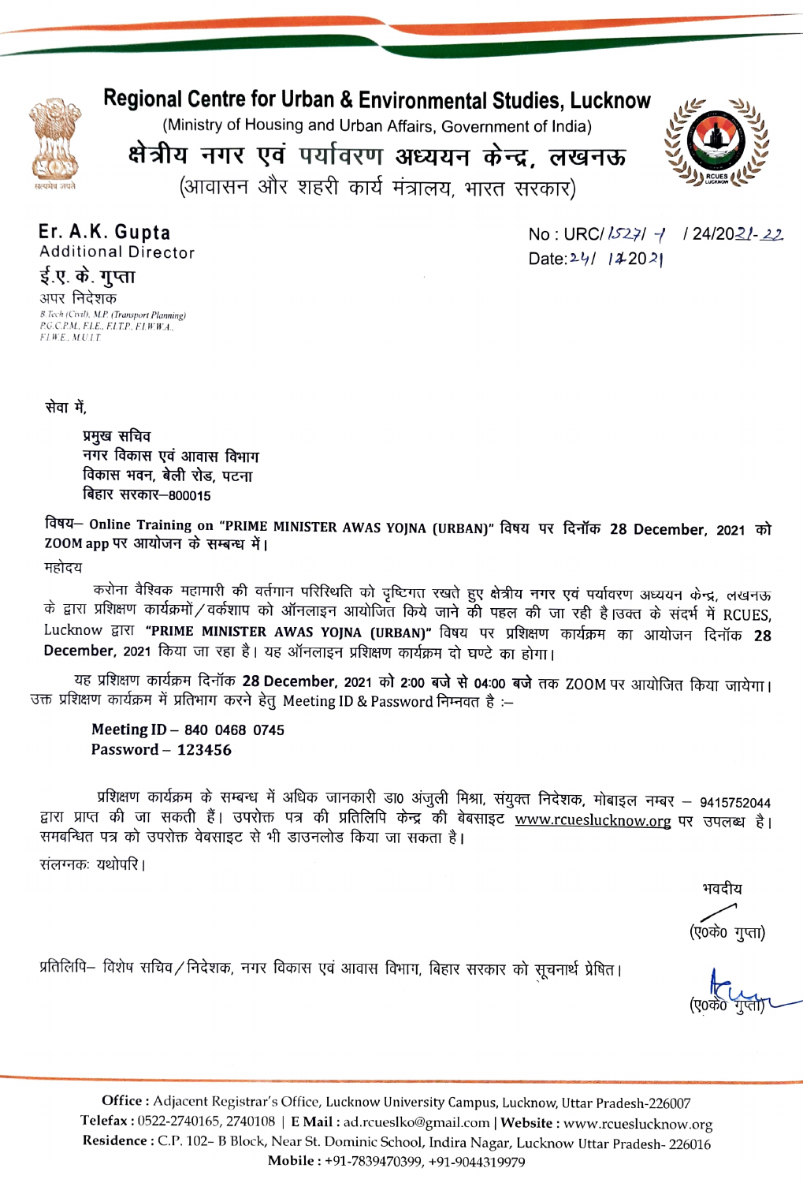# Regional Centre for Urban & Environmental Studies, Lucknow

(Ministry of Housing and Urban Affairs, Government of India)

# क्षेत्रीय नगर एवं पर्यावरण अध्ययन केन्द्र, लखनऊ

(आवासन और शहरी कार्य मंत्रालय, भारत सरकार)

**Er. A.K. Gupta**
Additional Director
**ई.ए. के. गुप्ता**
अपर निदेशक
*B.Tech (Civil), M.P. (Transport Planning)*
*P.G.C.P.M., F.I.E., F.I.T.P., F.I.W.W.A.,*
*F.I.W.E., M.U.I.T.*

No : URC/ 1527/ -1 / 24/2021-22
Date: 24/ 12 2021

सेवा में,

**प्रमुख सचिव**
**नगर विकास एवं आवास विभाग**
**विकास भवन, बेली रोड, पटना**
**बिहार सरकार–800015**

**विषय– Online Training on "PRIME MINISTER AWAS YOJNA (URBAN)" विषय पर दिनॉक 28 December, 2021 को ZOOM app पर आयोजन के सम्बन्ध में।**

महोदय

करोना वैश्विक महामारी की वर्तमान परिस्थिति को दृष्टिगत रखते हुए क्षेत्रीय नगर एवं पर्यावरण अध्ययन केन्द्र, लखनऊ के द्वारा प्रशिक्षण कार्यक्रमों/वर्कशाप को ऑनलाइन आयोजित किये जाने की पहल की जा रही है।उक्त के संदर्भ में RCUES, Lucknow द्वारा **"PRIME MINISTER AWAS YOJNA (URBAN)"** विषय पर प्रशिक्षण कार्यक्रम का आयोजन दिनॉक **28 December, 2021** किया जा रहा है। यह ऑनलाइन प्रशिक्षण कार्यक्रम दो घण्टे का होगा।

यह प्रशिक्षण कार्यक्रम दिनॉक **28 December, 2021 को 2:00 बजे से 04:00 बजे** तक ZOOM पर आयोजित किया जायेगा। उक्त प्रशिक्षण कार्यक्रम में प्रतिभाग करने हेतु Meeting ID & Password निम्नवत है :–

**Meeting ID – 840 0468 0745**
**Password – 123456**

प्रशिक्षण कार्यक्रम के सम्बन्ध में अधिक जानकारी डा0 अंजुली मिश्रा, संयुक्त निदेशक, मोबाइल नम्बर – 9415752044 द्वारा प्राप्त की जा सकती हैं। उपरोक्त पत्र की प्रतिलिपि केन्द्र की बेबसाइट www.rcueslucknow.org पर उपलब्ध है। समबन्धित पत्र को उपरोक्त वेवसाइट से भी डाउनलोड किया जा सकता है।

संलग्नकः यथोपरि।

भवदीय

(ए0के0 गुप्ता)

प्रतिलिपि– विशेष सचिव/निदेशक, नगर विकास एवं आवास विभाग, बिहार सरकार को सूचनार्थ प्रेषित।

(ए0के0 गुप्ता)

**Office :** Adjacent Registrar's Office, Lucknow University Campus, Lucknow, Uttar Pradesh-226007
**Telefax :** 0522-2740165, 2740108 | **E Mail :** ad.rcueslko@gmail.com | **Website :** www.rcueslucknow.org
**Residence :** C.P. 102- B Block, Near St. Dominic School, Indira Nagar, Lucknow Uttar Pradesh- 226016
**Mobile :** +91-7839470399, +91-9044319979